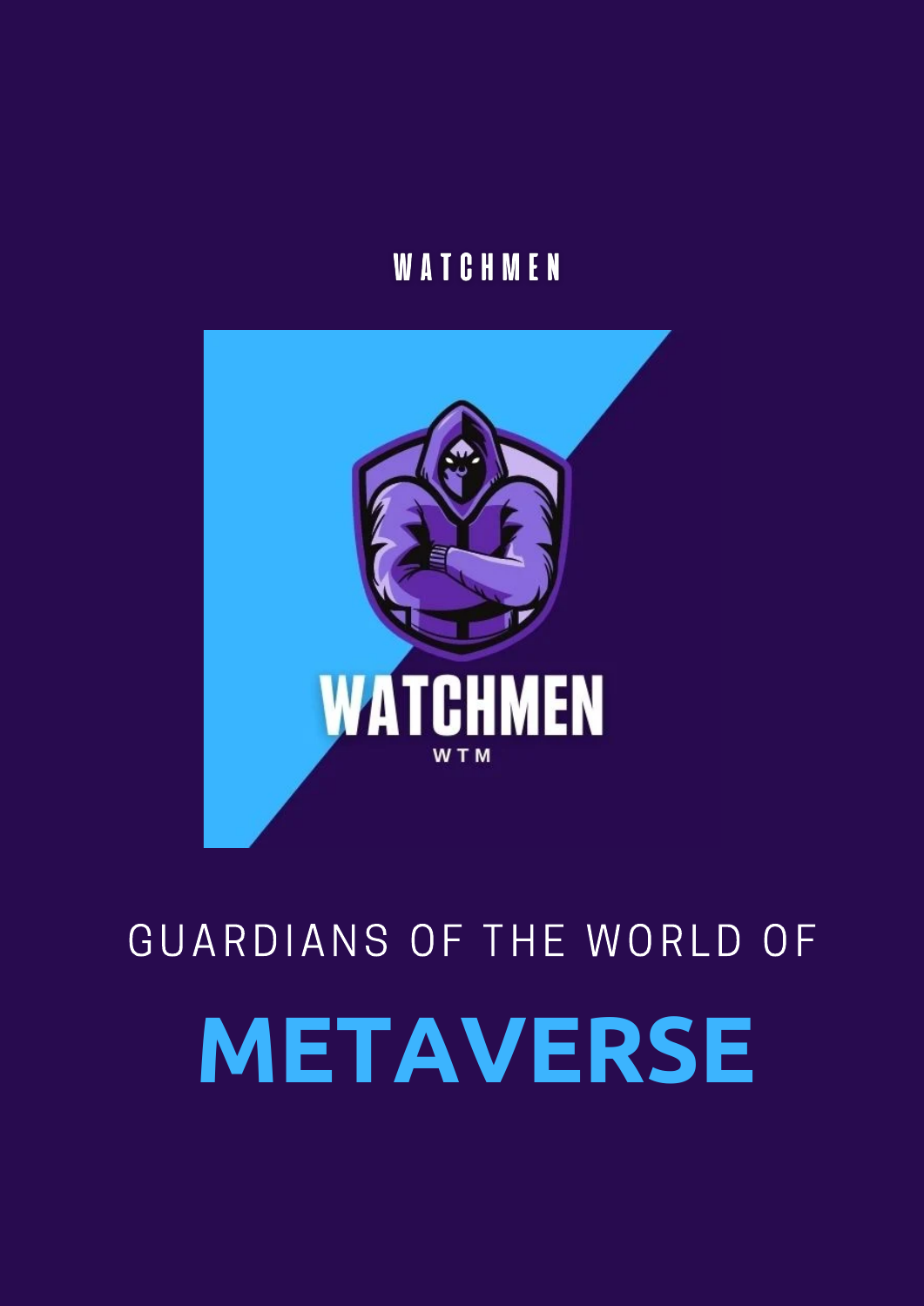WATCHMEN

WATCHMEN

WTM

GUARDIANS OF THE WORLD OF

# METAVERSE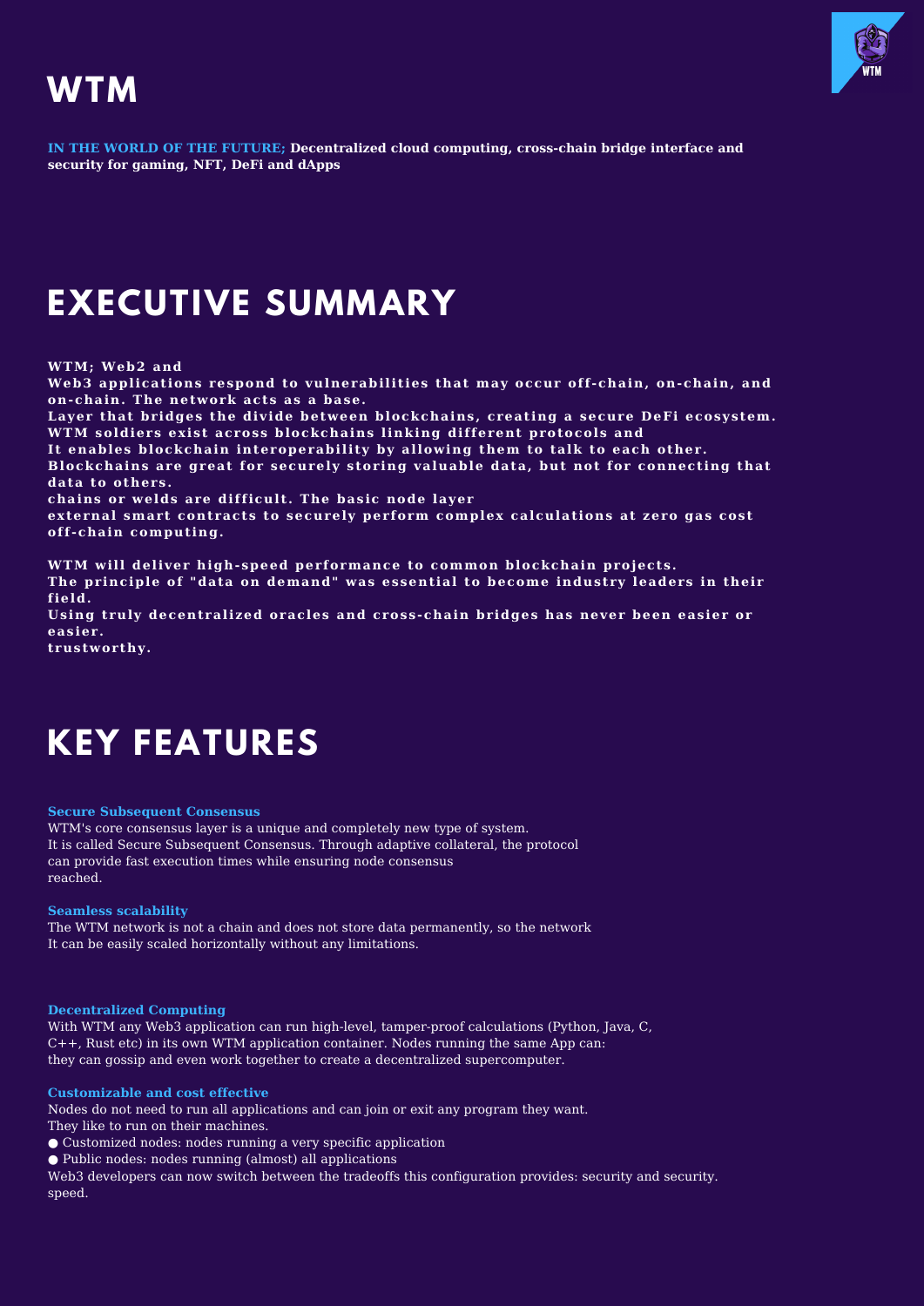# WTM

**IN THE WORLD OF THE FUTURE; Decentralized cloud computing, cross-chain bridge interface and security for gaming, NFT, DeFi and dApps**

# EXECUTIVE SUMMARY

**WTM; Web2 and**
**Web3 applications respond to vulnerabilities that may occur off-chain, on-chain, and on-chain. The network acts as a base.**
**Layer that bridges the divide between blockchains, creating a secure DeFi ecosystem.**
**WTM soldiers exist across blockchains linking different protocols and**
**It enables blockchain interoperability by allowing them to talk to each other.**
**Blockchains are great for securely storing valuable data, but not for connecting that data to others.**
**chains or welds are difficult. The basic node layer**
**external smart contracts to securely perform complex calculations at zero gas cost off-chain computing.**

**WTM will deliver high-speed performance to common blockchain projects.**
**The principle of "data on demand" was essential to become industry leaders in their field.**
**Using truly decentralized oracles and cross-chain bridges has never been easier or easier.**
**trustworthy.**

# KEY FEATURES

### Secure Subsequent Consensus

WTM's core consensus layer is a unique and completely new type of system.
It is called Secure Subsequent Consensus. Through adaptive collateral, the protocol can provide fast execution times while ensuring node consensus reached.

### Seamless scalability

The WTM network is not a chain and does not store data permanently, so the network It can be easily scaled horizontally without any limitations.

### Decentralized Computing

With WTM any Web3 application can run high-level, tamper-proof calculations (Python, Java, C, C++, Rust etc) in its own WTM application container. Nodes running the same App can: they can gossip and even work together to create a decentralized supercomputer.

### Customizable and cost effective

Nodes do not need to run all applications and can join or exit any program they want.
They like to run on their machines.

- Customized nodes: nodes running a very specific application
- Public nodes: nodes running (almost) all applications

Web3 developers can now switch between the tradeoffs this configuration provides: security and security. speed.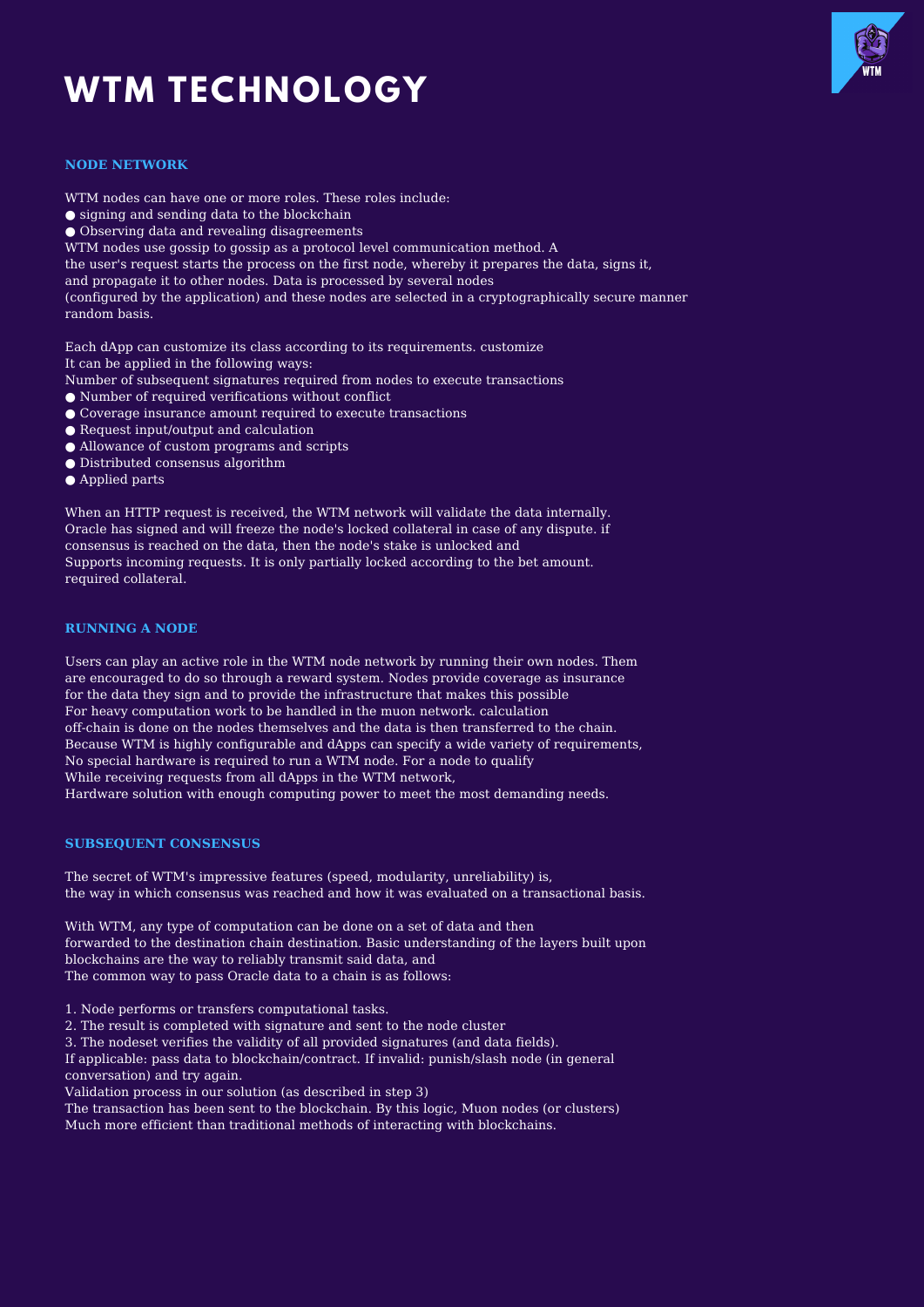# WTM TECHNOLOGY

### NODE NETWORK

WTM nodes can have one or more roles. These roles include:

- signing and sending data to the blockchain
- Observing data and revealing disagreements

WTM nodes use gossip to gossip as a protocol level communication method. A the user's request starts the process on the first node, whereby it prepares the data, signs it, and propagate it to other nodes. Data is processed by several nodes (configured by the application) and these nodes are selected in a cryptographically secure manner random basis.

Each dApp can customize its class according to its requirements. customize It can be applied in the following ways:

Number of subsequent signatures required from nodes to execute transactions

- Number of required verifications without conflict
- Coverage insurance amount required to execute transactions
- Request input/output and calculation
- Allowance of custom programs and scripts
- Distributed consensus algorithm
- Applied parts

When an HTTP request is received, the WTM network will validate the data internally. Oracle has signed and will freeze the node's locked collateral in case of any dispute. if consensus is reached on the data, then the node's stake is unlocked and Supports incoming requests. It is only partially locked according to the bet amount. required collateral.

### RUNNING A NODE

Users can play an active role in the WTM node network by running their own nodes. Them are encouraged to do so through a reward system. Nodes provide coverage as insurance for the data they sign and to provide the infrastructure that makes this possible For heavy computation work to be handled in the muon network. calculation off-chain is done on the nodes themselves and the data is then transferred to the chain. Because WTM is highly configurable and dApps can specify a wide variety of requirements, No special hardware is required to run a WTM node. For a node to qualify While receiving requests from all dApps in the WTM network, Hardware solution with enough computing power to meet the most demanding needs.

### SUBSEQUENT CONSENSUS

The secret of WTM's impressive features (speed, modularity, unreliability) is, the way in which consensus was reached and how it was evaluated on a transactional basis.

With WTM, any type of computation can be done on a set of data and then forwarded to the destination chain destination. Basic understanding of the layers built upon blockchains are the way to reliably transmit said data, and The common way to pass Oracle data to a chain is as follows:

1. Node performs or transfers computational tasks.
2. The result is completed with signature and sent to the node cluster
3. The nodeset verifies the validity of all provided signatures (and data fields).

If applicable: pass data to blockchain/contract. If invalid: punish/slash node (in general conversation) and try again.

Validation process in our solution (as described in step 3)

The transaction has been sent to the blockchain. By this logic, Muon nodes (or clusters) Much more efficient than traditional methods of interacting with blockchains.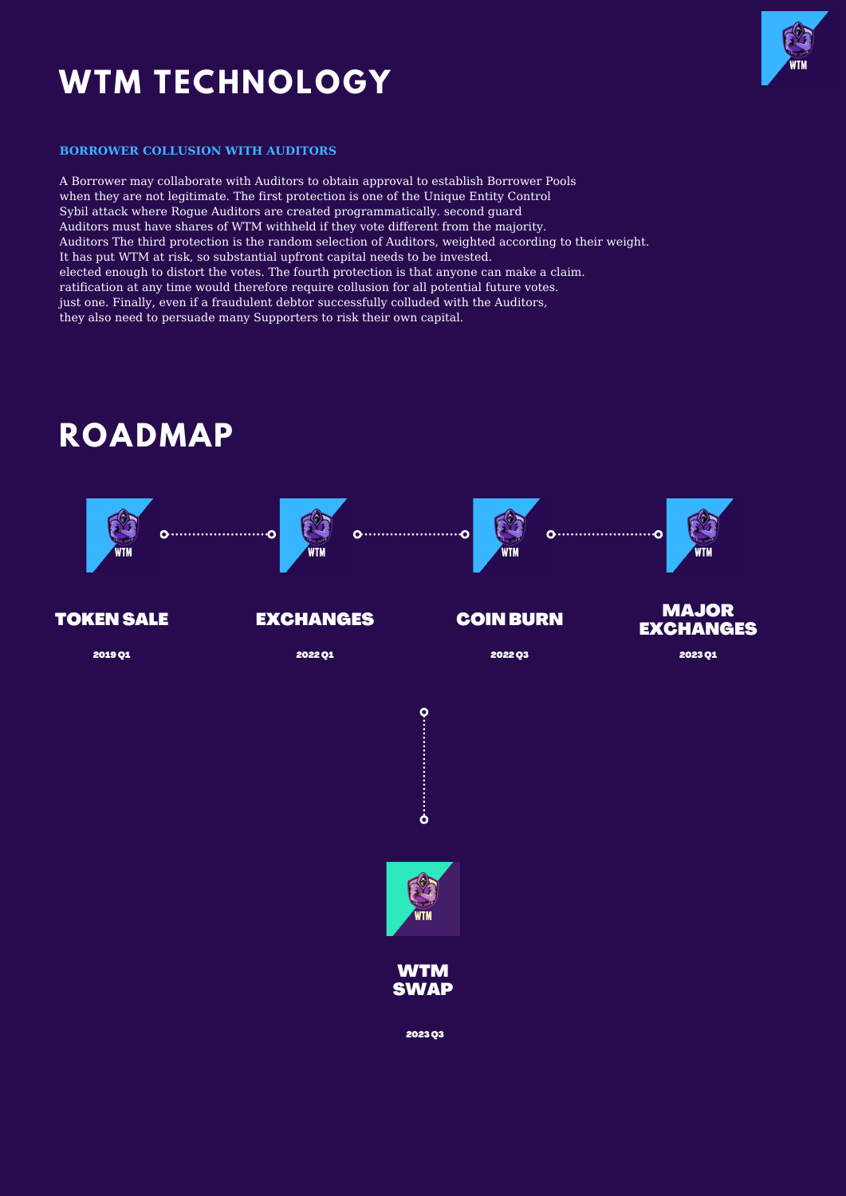# WTM TECHNOLOGY

### BORROWER COLLUSION WITH AUDITORS

A Borrower may collaborate with Auditors to obtain approval to establish Borrower Pools when they are not legitimate. The first protection is one of the Unique Entity Control Sybil attack where Rogue Auditors are created programmatically. second guard Auditors must have shares of WTM withheld if they vote different from the majority. Auditors The third protection is the random selection of Auditors, weighted according to their weight. It has put WTM at risk, so substantial upfront capital needs to be invested. elected enough to distort the votes. The fourth protection is that anyone can make a claim. ratification at any time would therefore require collusion for all potential future votes. just one. Finally, even if a fraudulent debtor successfully colluded with the Auditors, they also need to persuade many Supporters to risk their own capital.

# ROADMAP

**TOKEN SALE**
2019 Q1

**EXCHANGES**
2022 Q1

**COIN BURN**
2022 Q3

**MAJOR EXCHANGES**
2023 Q1

**WTM SWAP**
2023 Q3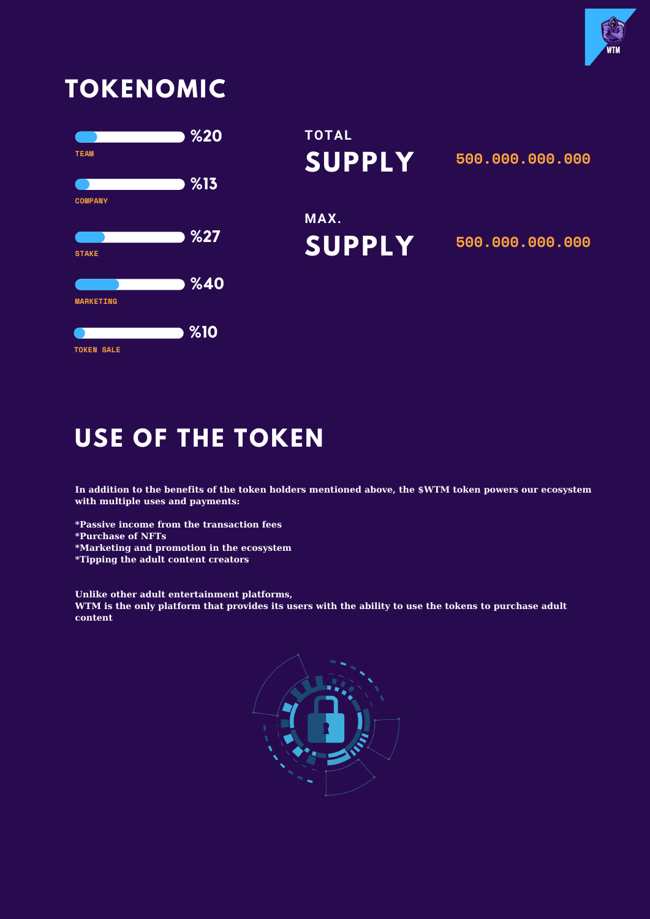# TOKENOMIC

%20
TEAM

%13
COMPANY

%27
STAKE

%40
MARKETING

%10
TOKEN SALE

TOTAL
**SUPPLY** 500.000.000.000

MAX.
**SUPPLY** 500.000.000.000

# USE OF THE TOKEN

**In addition to the benefits of the token holders mentioned above, the $WTM token powers our ecosystem with multiple uses and payments:**

**\*Passive income from the transaction fees**
**\*Purchase of NFTs**
**\*Marketing and promotion in the ecosystem**
**\*Tipping the adult content creators**

**Unlike other adult entertainment platforms,**
**WTM is the only platform that provides its users with the ability to use the tokens to purchase adult content**